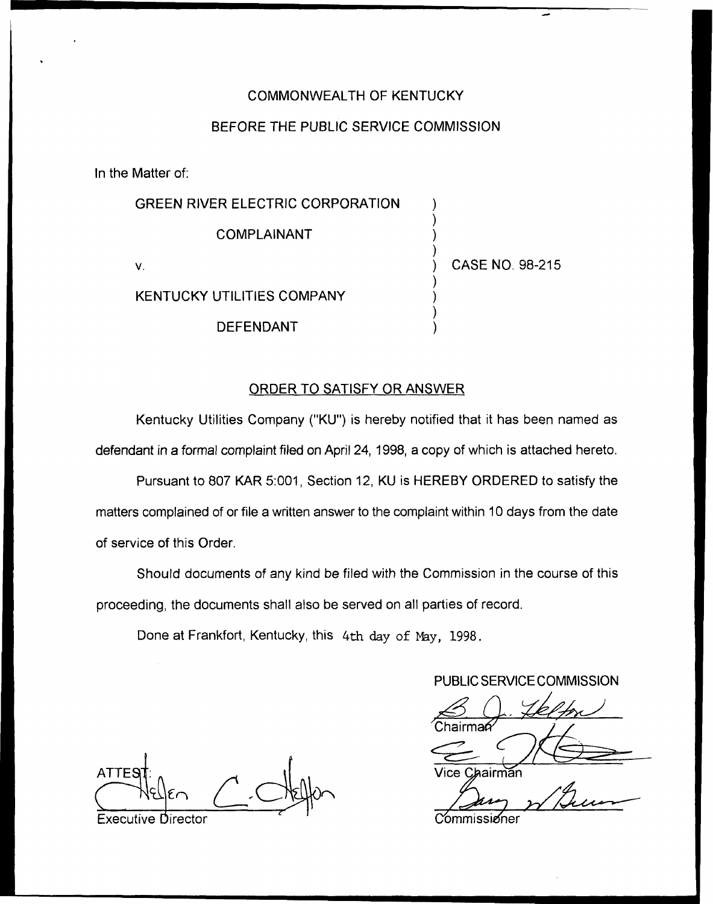COMMONWEALTH OF KENTUCKY

BEFORE THE PUBLIC SERVICE COMMISSION

In the Matter of:

| | | |
|---|---|---|
| GREEN RIVER ELECTRIC CORPORATION | ) | |
| COMPLAINANT | ) | |
| v. | ) | CASE NO. 98-215 |
| KENTUCKY UTILITIES COMPANY | ) | |
| DEFENDANT | ) | |

## ORDER TO SATISFY OR ANSWER

Kentucky Utilities Company ("KU") is hereby notified that it has been named as defendant in a formal complaint filed on April 24, 1998, a copy of which is attached hereto.

Pursuant to 807 KAR 5:001, Section 12, KU is HEREBY ORDERED to satisfy the matters complained of or file a written answer to the complaint within 10 days from the date of service of this Order.

Should documents of any kind be filed with the Commission in the course of this proceeding, the documents shall also be served on all parties of record.

Done at Frankfort, Kentucky, this 4th day of May, 1998.

PUBLIC SERVICE COMMISSION

Chairman

Vice Chairman

Commissioner

ATTEST:

Executive Director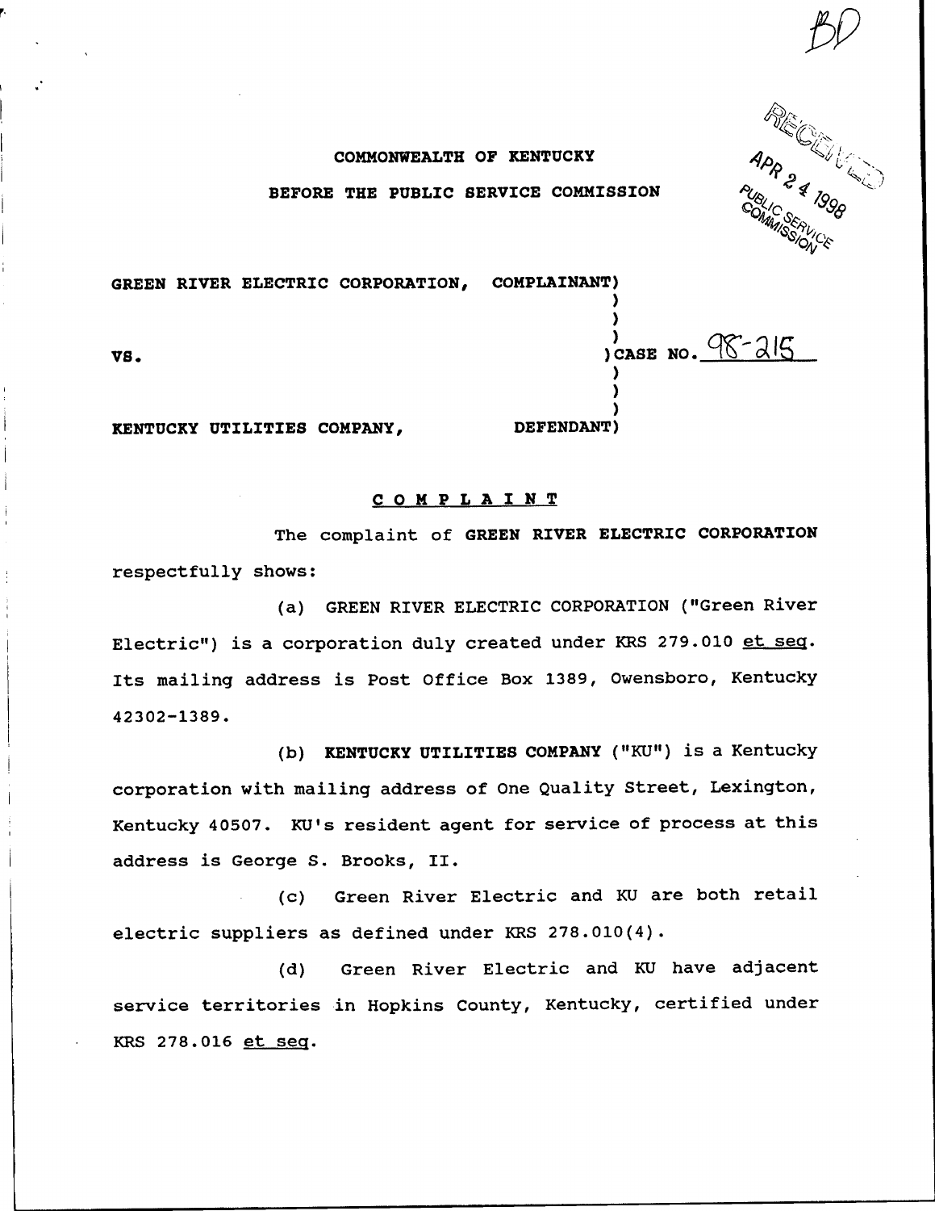BD

RECEIVED

APR 24 1998

PUBLIC SERVICE COMMISSION

**COMMONWEALTH OF KENTUCKY**

**BEFORE THE PUBLIC SERVICE COMMISSION**

GREEN RIVER ELECTRIC CORPORATION, COMPLAINANT)

VS. ) CASE NO. 98-215

KENTUCKY UTILITIES COMPANY, DEFENDANT)

## COMPLAINT

The complaint of **GREEN RIVER ELECTRIC CORPORATION** respectfully shows:

(a) GREEN RIVER ELECTRIC CORPORATION ("Green River Electric") is a corporation duly created under KRS 279.010 et seq. Its mailing address is Post Office Box 1389, Owensboro, Kentucky 42302-1389.

(b) **KENTUCKY UTILITIES COMPANY** ("KU") is a Kentucky corporation with mailing address of One Quality Street, Lexington, Kentucky 40507. KU's resident agent for service of process at this address is George S. Brooks, II.

(c) Green River Electric and KU are both retail electric suppliers as defined under KRS 278.010(4).

(d) Green River Electric and KU have adjacent service territories in Hopkins County, Kentucky, certified under KRS 278.016 et seq.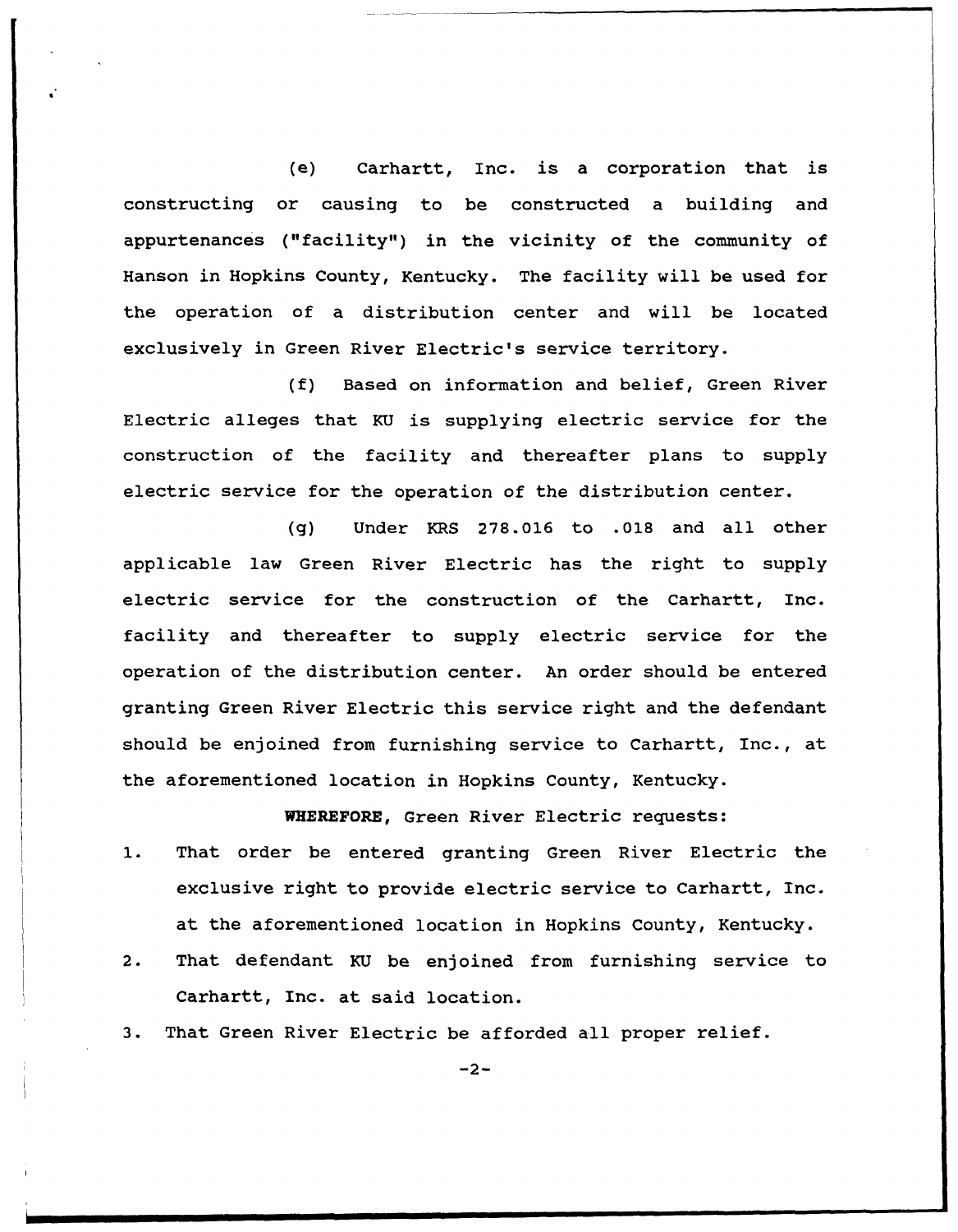(e) Carhartt, Inc. is a corporation that is constructing or causing to be constructed a building and appurtenances ("facility") in the vicinity of the community of Hanson in Hopkins County, Kentucky. The facility will be used for the operation of a distribution center and will be located exclusively in Green River Electric's service territory.

(f) Based on information and belief, Green River Electric alleges that KU is supplying electric service for the construction of the facility and thereafter plans to supply electric service for the operation of the distribution center.

(g) Under KRS 278.016 to .018 and all other applicable law Green River Electric has the right to supply electric service for the construction of the Carhartt, Inc. facility and thereafter to supply electric service for the operation of the distribution center. An order should be entered granting Green River Electric this service right and the defendant should be enjoined from furnishing service to Carhartt, Inc., at the aforementioned location in Hopkins County, Kentucky.

**WHEREFORE**, Green River Electric requests:

1. That order be entered granting Green River Electric the exclusive right to provide electric service to Carhartt, Inc. at the aforementioned location in Hopkins County, Kentucky.
2. That defendant KU be enjoined from furnishing service to Carhartt, Inc. at said location.
3. That Green River Electric be afforded all proper relief.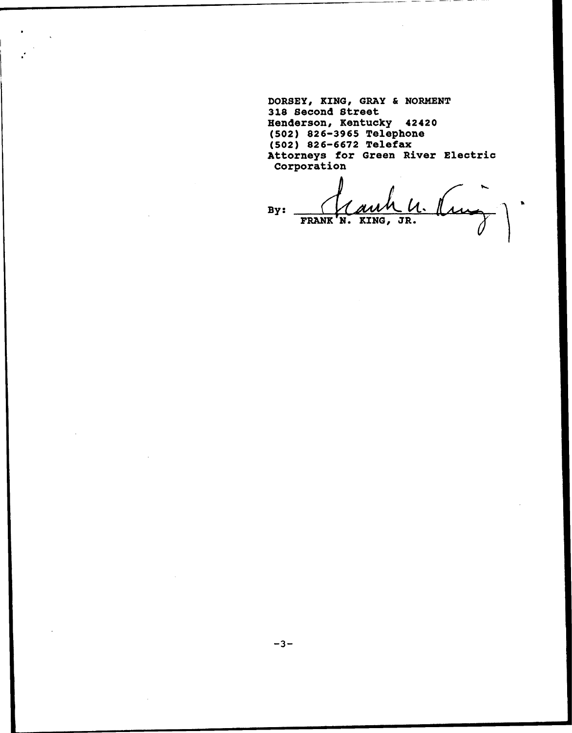DORSEY, KING, GRAY & NORMENT
318 Second Street
Henderson, Kentucky 42420
(502) 826-3965 Telephone
(502) 826-6672 Telefax
Attorneys for Green River Electric Corporation

By: ______________________
FRANK N. KING, JR.